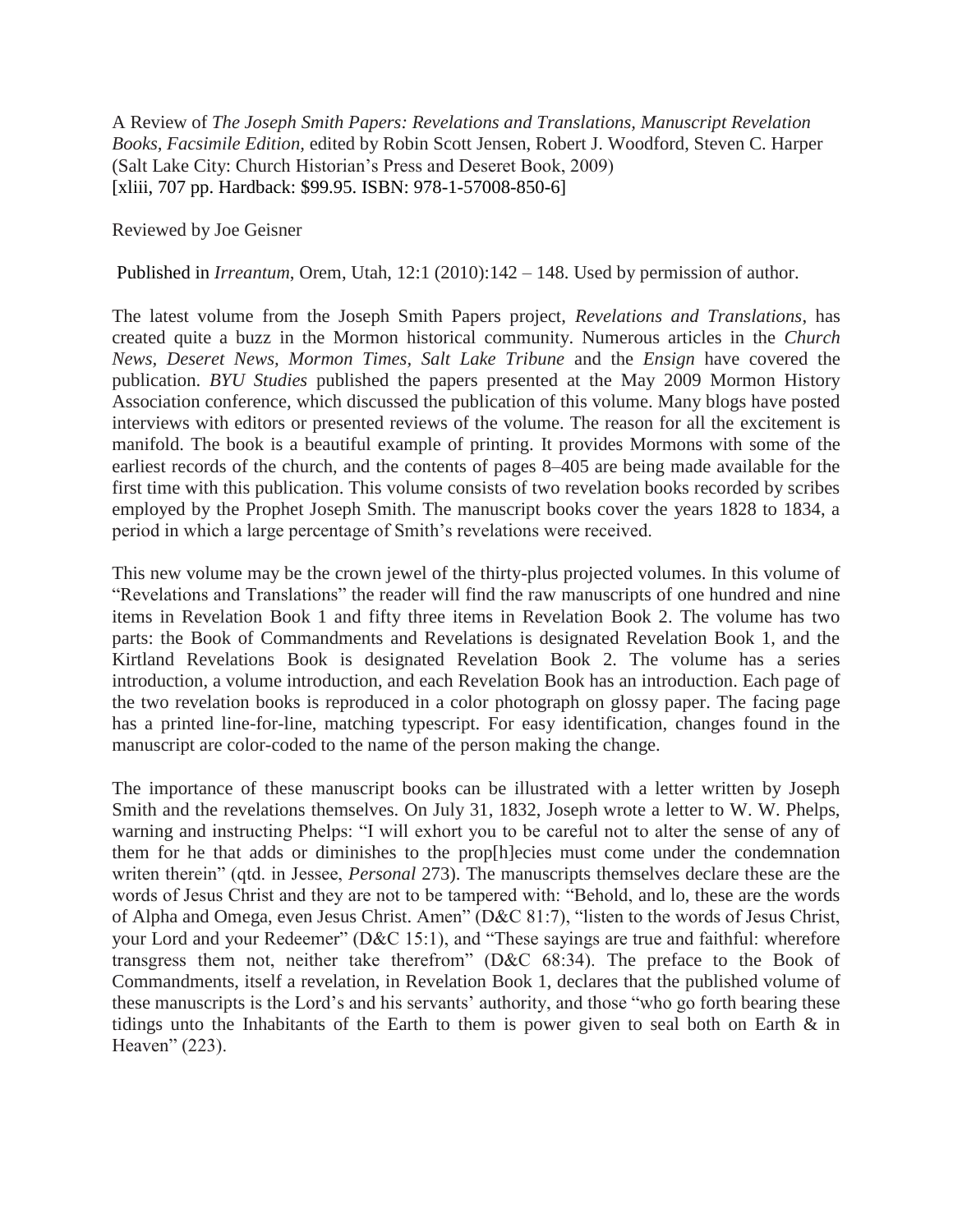A Review of *The Joseph Smith Papers: Revelations and Translations, Manuscript Revelation Books, Facsimile Edition*, edited by Robin Scott Jensen, Robert J. Woodford, Steven C. Harper (Salt Lake City: Church Historian's Press and Deseret Book, 2009)
[xliii, 707 pp. Hardback: $99.95. ISBN: 978-1-57008-850-6]

Reviewed by Joe Geisner

Published in *Irreantum*, Orem, Utah, 12:1 (2010):142 – 148. Used by permission of author.

The latest volume from the Joseph Smith Papers project, *Revelations and Translations*, has created quite a buzz in the Mormon historical community. Numerous articles in the *Church News*, *Deseret News*, *Mormon Times*, *Salt Lake Tribune* and the *Ensign* have covered the publication. *BYU Studies* published the papers presented at the May 2009 Mormon History Association conference, which discussed the publication of this volume. Many blogs have posted interviews with editors or presented reviews of the volume. The reason for all the excitement is manifold. The book is a beautiful example of printing. It provides Mormons with some of the earliest records of the church, and the contents of pages 8–405 are being made available for the first time with this publication. This volume consists of two revelation books recorded by scribes employed by the Prophet Joseph Smith. The manuscript books cover the years 1828 to 1834, a period in which a large percentage of Smith's revelations were received.

This new volume may be the crown jewel of the thirty-plus projected volumes. In this volume of "Revelations and Translations" the reader will find the raw manuscripts of one hundred and nine items in Revelation Book 1 and fifty three items in Revelation Book 2. The volume has two parts: the Book of Commandments and Revelations is designated Revelation Book 1, and the Kirtland Revelations Book is designated Revelation Book 2. The volume has a series introduction, a volume introduction, and each Revelation Book has an introduction. Each page of the two revelation books is reproduced in a color photograph on glossy paper. The facing page has a printed line-for-line, matching typescript. For easy identification, changes found in the manuscript are color-coded to the name of the person making the change.

The importance of these manuscript books can be illustrated with a letter written by Joseph Smith and the revelations themselves. On July 31, 1832, Joseph wrote a letter to W. W. Phelps, warning and instructing Phelps: "I will exhort you to be careful not to alter the sense of any of them for he that adds or diminishes to the prop[h]ecies must come under the condemnation writen therein" (qtd. in Jessee, *Personal* 273). The manuscripts themselves declare these are the words of Jesus Christ and they are not to be tampered with: "Behold, and lo, these are the words of Alpha and Omega, even Jesus Christ. Amen" (D&C 81:7), "listen to the words of Jesus Christ, your Lord and your Redeemer" (D&C 15:1), and "These sayings are true and faithful: wherefore transgress them not, neither take therefrom" (D&C 68:34). The preface to the Book of Commandments, itself a revelation, in Revelation Book 1, declares that the published volume of these manuscripts is the Lord's and his servants' authority, and those "who go forth bearing these tidings unto the Inhabitants of the Earth to them is power given to seal both on Earth & in Heaven" (223).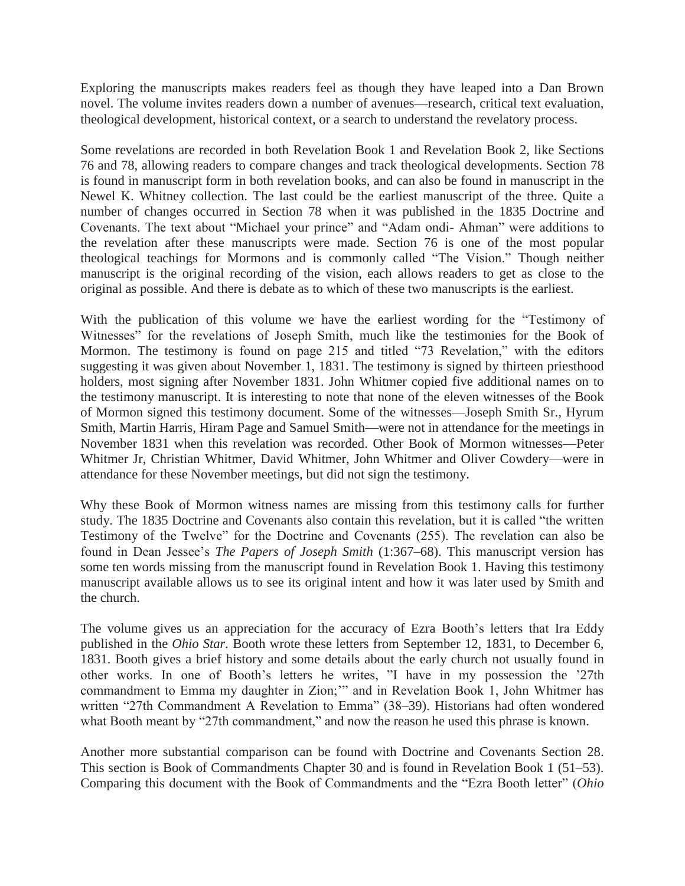Exploring the manuscripts makes readers feel as though they have leaped into a Dan Brown novel. The volume invites readers down a number of avenues—research, critical text evaluation, theological development, historical context, or a search to understand the revelatory process.

Some revelations are recorded in both Revelation Book 1 and Revelation Book 2, like Sections 76 and 78, allowing readers to compare changes and track theological developments. Section 78 is found in manuscript form in both revelation books, and can also be found in manuscript in the Newel K. Whitney collection. The last could be the earliest manuscript of the three. Quite a number of changes occurred in Section 78 when it was published in the 1835 Doctrine and Covenants. The text about "Michael your prince" and "Adam ondi- Ahman" were additions to the revelation after these manuscripts were made. Section 76 is one of the most popular theological teachings for Mormons and is commonly called "The Vision." Though neither manuscript is the original recording of the vision, each allows readers to get as close to the original as possible. And there is debate as to which of these two manuscripts is the earliest.

With the publication of this volume we have the earliest wording for the "Testimony of Witnesses" for the revelations of Joseph Smith, much like the testimonies for the Book of Mormon. The testimony is found on page 215 and titled "73 Revelation," with the editors suggesting it was given about November 1, 1831. The testimony is signed by thirteen priesthood holders, most signing after November 1831. John Whitmer copied five additional names on to the testimony manuscript. It is interesting to note that none of the eleven witnesses of the Book of Mormon signed this testimony document. Some of the witnesses—Joseph Smith Sr., Hyrum Smith, Martin Harris, Hiram Page and Samuel Smith—were not in attendance for the meetings in November 1831 when this revelation was recorded. Other Book of Mormon witnesses—Peter Whitmer Jr, Christian Whitmer, David Whitmer, John Whitmer and Oliver Cowdery—were in attendance for these November meetings, but did not sign the testimony.

Why these Book of Mormon witness names are missing from this testimony calls for further study. The 1835 Doctrine and Covenants also contain this revelation, but it is called "the written Testimony of the Twelve" for the Doctrine and Covenants (255). The revelation can also be found in Dean Jessee's *The Papers of Joseph Smith* (1:367–68). This manuscript version has some ten words missing from the manuscript found in Revelation Book 1. Having this testimony manuscript available allows us to see its original intent and how it was later used by Smith and the church.

The volume gives us an appreciation for the accuracy of Ezra Booth's letters that Ira Eddy published in the *Ohio Star*. Booth wrote these letters from September 12, 1831, to December 6, 1831. Booth gives a brief history and some details about the early church not usually found in other works. In one of Booth's letters he writes, "I have in my possession the '27th commandment to Emma my daughter in Zion;'" and in Revelation Book 1, John Whitmer has written "27th Commandment A Revelation to Emma" (38–39). Historians had often wondered what Booth meant by "27th commandment," and now the reason he used this phrase is known.

Another more substantial comparison can be found with Doctrine and Covenants Section 28. This section is Book of Commandments Chapter 30 and is found in Revelation Book 1 (51–53). Comparing this document with the Book of Commandments and the "Ezra Booth letter" (*Ohio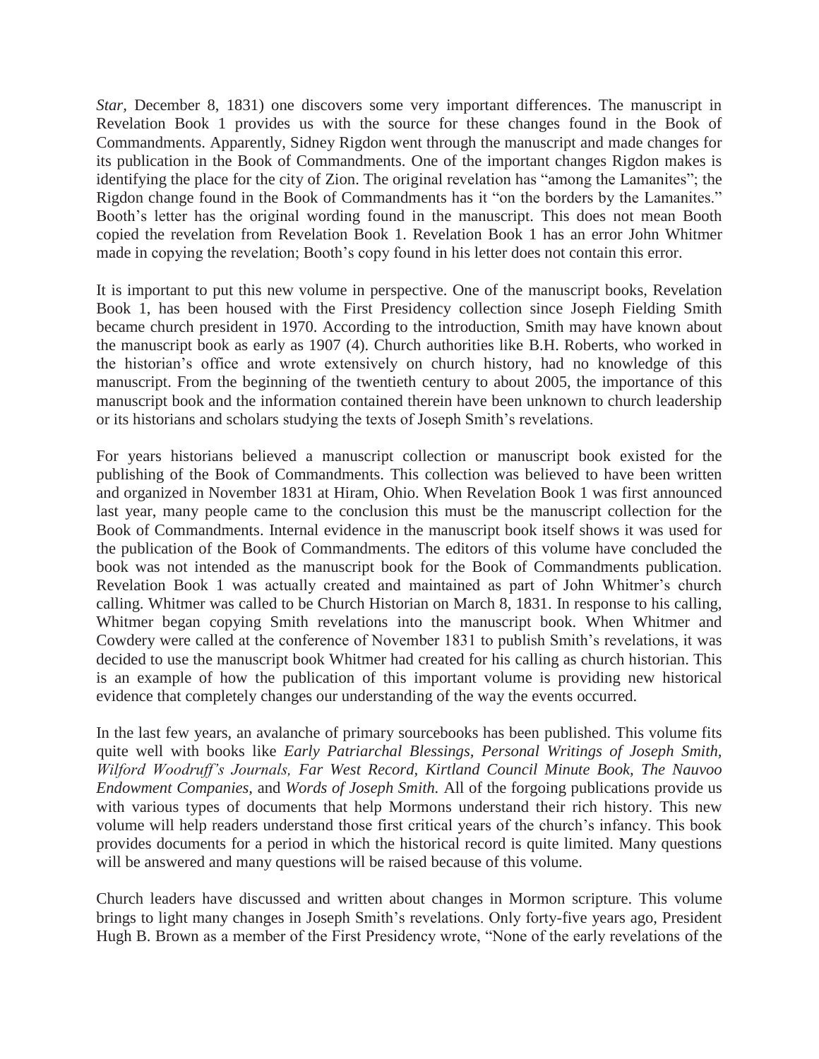*Star*, December 8, 1831) one discovers some very important differences. The manuscript in Revelation Book 1 provides us with the source for these changes found in the Book of Commandments. Apparently, Sidney Rigdon went through the manuscript and made changes for its publication in the Book of Commandments. One of the important changes Rigdon makes is identifying the place for the city of Zion. The original revelation has "among the Lamanites"; the Rigdon change found in the Book of Commandments has it "on the borders by the Lamanites." Booth's letter has the original wording found in the manuscript. This does not mean Booth copied the revelation from Revelation Book 1. Revelation Book 1 has an error John Whitmer made in copying the revelation; Booth's copy found in his letter does not contain this error.

It is important to put this new volume in perspective. One of the manuscript books, Revelation Book 1, has been housed with the First Presidency collection since Joseph Fielding Smith became church president in 1970. According to the introduction, Smith may have known about the manuscript book as early as 1907 (4). Church authorities like B.H. Roberts, who worked in the historian's office and wrote extensively on church history, had no knowledge of this manuscript. From the beginning of the twentieth century to about 2005, the importance of this manuscript book and the information contained therein have been unknown to church leadership or its historians and scholars studying the texts of Joseph Smith's revelations.

For years historians believed a manuscript collection or manuscript book existed for the publishing of the Book of Commandments. This collection was believed to have been written and organized in November 1831 at Hiram, Ohio. When Revelation Book 1 was first announced last year, many people came to the conclusion this must be the manuscript collection for the Book of Commandments. Internal evidence in the manuscript book itself shows it was used for the publication of the Book of Commandments. The editors of this volume have concluded the book was not intended as the manuscript book for the Book of Commandments publication. Revelation Book 1 was actually created and maintained as part of John Whitmer's church calling. Whitmer was called to be Church Historian on March 8, 1831. In response to his calling, Whitmer began copying Smith revelations into the manuscript book. When Whitmer and Cowdery were called at the conference of November 1831 to publish Smith's revelations, it was decided to use the manuscript book Whitmer had created for his calling as church historian. This is an example of how the publication of this important volume is providing new historical evidence that completely changes our understanding of the way the events occurred.

In the last few years, an avalanche of primary sourcebooks has been published. This volume fits quite well with books like *Early Patriarchal Blessings*, *Personal Writings of Joseph Smith*, *Wilford Woodruff's Journals*, *Far West Record*, *Kirtland Council Minute Book*, *The Nauvoo Endowment Companies*, and *Words of Joseph Smith.* All of the forgoing publications provide us with various types of documents that help Mormons understand their rich history. This new volume will help readers understand those first critical years of the church's infancy. This book provides documents for a period in which the historical record is quite limited. Many questions will be answered and many questions will be raised because of this volume.

Church leaders have discussed and written about changes in Mormon scripture. This volume brings to light many changes in Joseph Smith's revelations. Only forty-five years ago, President Hugh B. Brown as a member of the First Presidency wrote, "None of the early revelations of the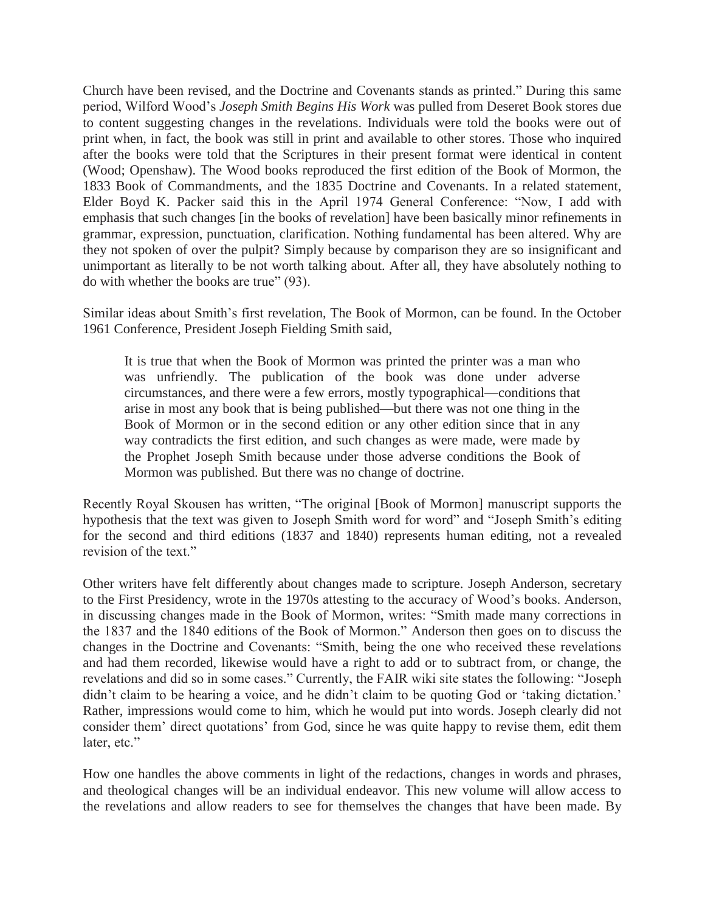Church have been revised, and the Doctrine and Covenants stands as printed." During this same period, Wilford Wood's *Joseph Smith Begins His Work* was pulled from Deseret Book stores due to content suggesting changes in the revelations. Individuals were told the books were out of print when, in fact, the book was still in print and available to other stores. Those who inquired after the books were told that the Scriptures in their present format were identical in content (Wood; Openshaw). The Wood books reproduced the first edition of the Book of Mormon, the 1833 Book of Commandments, and the 1835 Doctrine and Covenants. In a related statement, Elder Boyd K. Packer said this in the April 1974 General Conference: "Now, I add with emphasis that such changes [in the books of revelation] have been basically minor refinements in grammar, expression, punctuation, clarification. Nothing fundamental has been altered. Why are they not spoken of over the pulpit? Simply because by comparison they are so insignificant and unimportant as literally to be not worth talking about. After all, they have absolutely nothing to do with whether the books are true" (93).

Similar ideas about Smith's first revelation, The Book of Mormon, can be found. In the October 1961 Conference, President Joseph Fielding Smith said,

> It is true that when the Book of Mormon was printed the printer was a man who was unfriendly. The publication of the book was done under adverse circumstances, and there were a few errors, mostly typographical—conditions that arise in most any book that is being published—but there was not one thing in the Book of Mormon or in the second edition or any other edition since that in any way contradicts the first edition, and such changes as were made, were made by the Prophet Joseph Smith because under those adverse conditions the Book of Mormon was published. But there was no change of doctrine.

Recently Royal Skousen has written, "The original [Book of Mormon] manuscript supports the hypothesis that the text was given to Joseph Smith word for word" and "Joseph Smith's editing for the second and third editions (1837 and 1840) represents human editing, not a revealed revision of the text."

Other writers have felt differently about changes made to scripture. Joseph Anderson, secretary to the First Presidency, wrote in the 1970s attesting to the accuracy of Wood's books. Anderson, in discussing changes made in the Book of Mormon, writes: "Smith made many corrections in the 1837 and the 1840 editions of the Book of Mormon." Anderson then goes on to discuss the changes in the Doctrine and Covenants: "Smith, being the one who received these revelations and had them recorded, likewise would have a right to add or to subtract from, or change, the revelations and did so in some cases." Currently, the FAIR wiki site states the following: "Joseph didn't claim to be hearing a voice, and he didn't claim to be quoting God or 'taking dictation.' Rather, impressions would come to him, which he would put into words. Joseph clearly did not consider them' direct quotations' from God, since he was quite happy to revise them, edit them later, etc."

How one handles the above comments in light of the redactions, changes in words and phrases, and theological changes will be an individual endeavor. This new volume will allow access to the revelations and allow readers to see for themselves the changes that have been made. By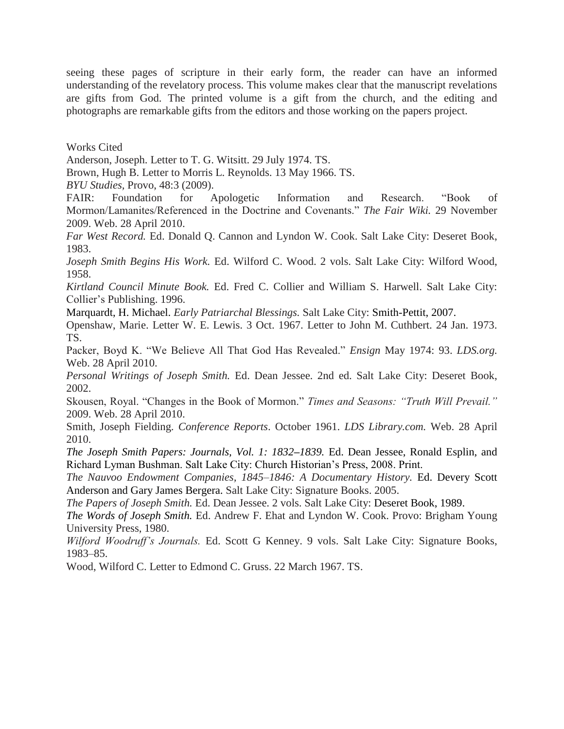seeing these pages of scripture in their early form, the reader can have an informed understanding of the revelatory process. This volume makes clear that the manuscript revelations are gifts from God. The printed volume is a gift from the church, and the editing and photographs are remarkable gifts from the editors and those working on the papers project.

Works Cited

Anderson, Joseph. Letter to T. G. Witsitt. 29 July 1974. TS.

Brown, Hugh B. Letter to Morris L. Reynolds. 13 May 1966. TS.

*BYU Studies*, Provo, 48:3 (2009).

FAIR: Foundation for Apologetic Information and Research. "Book of Mormon/Lamanites/Referenced in the Doctrine and Covenants." *The Fair Wiki.* 29 November 2009. Web. 28 April 2010.

*Far West Record.* Ed. Donald Q. Cannon and Lyndon W. Cook. Salt Lake City: Deseret Book, 1983.

*Joseph Smith Begins His Work.* Ed. Wilford C. Wood. 2 vols. Salt Lake City: Wilford Wood, 1958.

*Kirtland Council Minute Book.* Ed. Fred C. Collier and William S. Harwell. Salt Lake City: Collier's Publishing. 1996.

Marquardt, H. Michael. *Early Patriarchal Blessings.* Salt Lake City: Smith-Pettit, 2007.

Openshaw, Marie. Letter W. E. Lewis. 3 Oct. 1967. Letter to John M. Cuthbert. 24 Jan. 1973. TS.

Packer, Boyd K. "We Believe All That God Has Revealed." *Ensign* May 1974: 93. *LDS.org.* Web. 28 April 2010.

*Personal Writings of Joseph Smith.* Ed. Dean Jessee. 2nd ed. Salt Lake City: Deseret Book, 2002.

Skousen, Royal. "Changes in the Book of Mormon." *Times and Seasons: "Truth Will Prevail."* 2009. Web. 28 April 2010.

Smith, Joseph Fielding. *Conference Reports*. October 1961. *LDS Library.com.* Web. 28 April 2010.

*The Joseph Smith Papers: Journals, Vol. 1: 1832–1839.* Ed. Dean Jessee, Ronald Esplin, and Richard Lyman Bushman. Salt Lake City: Church Historian's Press, 2008. Print.

*The Nauvoo Endowment Companies, 1845–1846: A Documentary History.* Ed. Devery Scott Anderson and Gary James Bergera. Salt Lake City: Signature Books. 2005.

*The Papers of Joseph Smith.* Ed. Dean Jessee. 2 vols. Salt Lake City: Deseret Book, 1989.

*The Words of Joseph Smith.* Ed. Andrew F. Ehat and Lyndon W. Cook. Provo: Brigham Young University Press, 1980.

*Wilford Woodruff's Journals.* Ed. Scott G Kenney. 9 vols. Salt Lake City: Signature Books, 1983–85.

Wood, Wilford C. Letter to Edmond C. Gruss. 22 March 1967. TS.